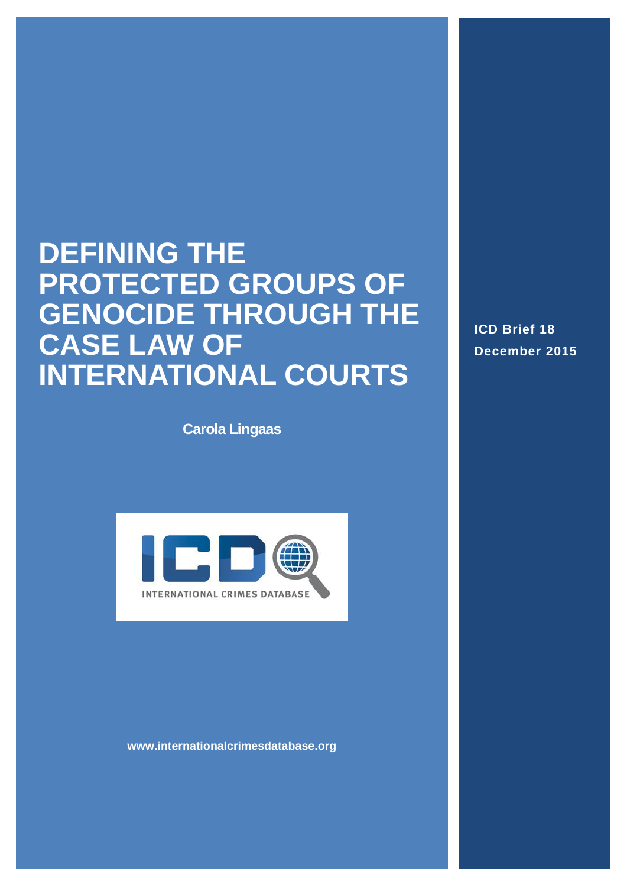# DEFINING THE PROTECTED GROUPS OF GENOCIDE THROUGH THE CASE LAW OF INTERNATIONAL COURTS

**Carola Lingaas**

INTERNATIONAL CRIMES DATABASE

www.internationalcrimesdatabase.org

**ICD Brief 18**
**December 2015**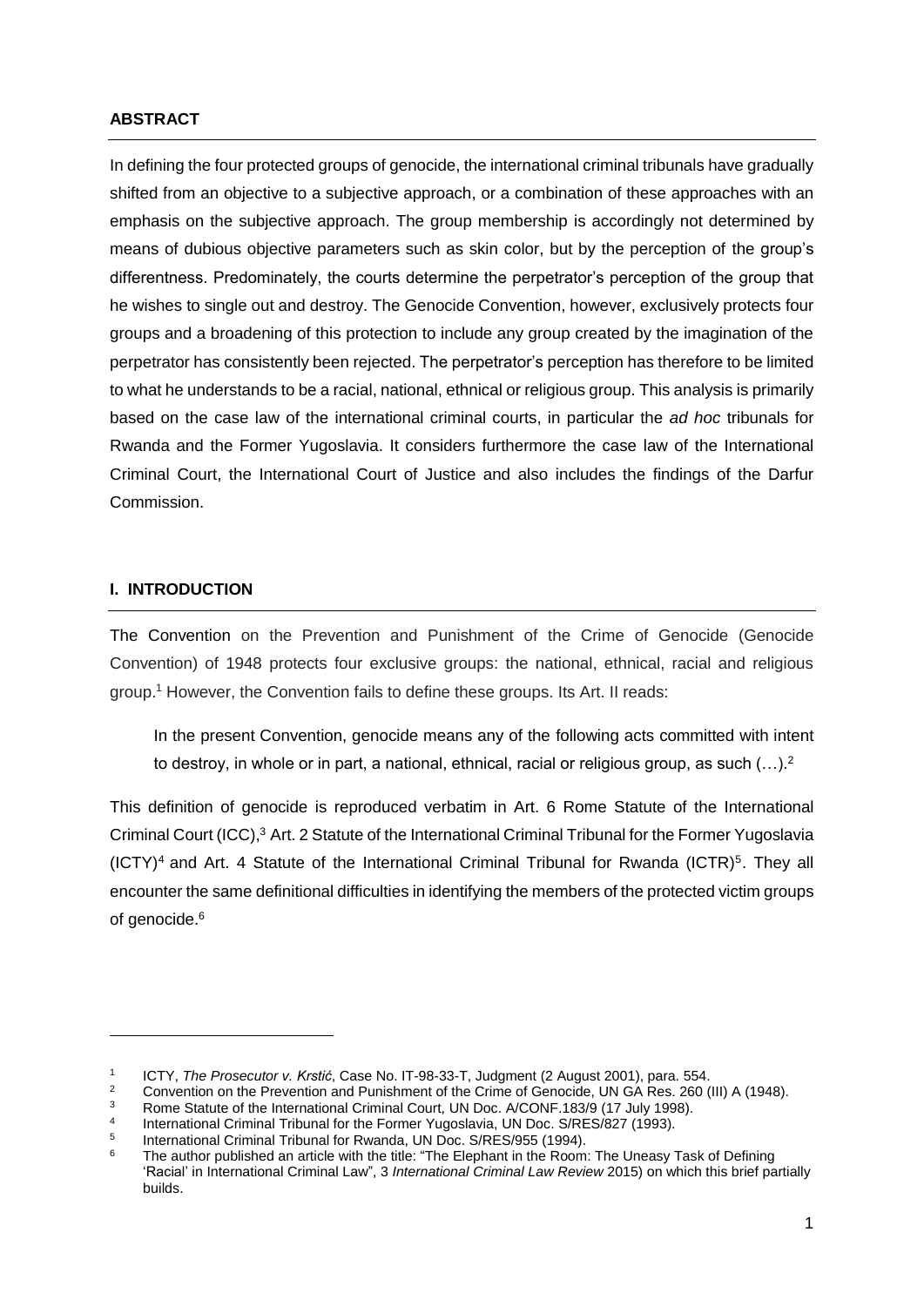## ABSTRACT

In defining the four protected groups of genocide, the international criminal tribunals have gradually shifted from an objective to a subjective approach, or a combination of these approaches with an emphasis on the subjective approach. The group membership is accordingly not determined by means of dubious objective parameters such as skin color, but by the perception of the group's differentness. Predominately, the courts determine the perpetrator's perception of the group that he wishes to single out and destroy. The Genocide Convention, however, exclusively protects four groups and a broadening of this protection to include any group created by the imagination of the perpetrator has consistently been rejected. The perpetrator's perception has therefore to be limited to what he understands to be a racial, national, ethnical or religious group. This analysis is primarily based on the case law of the international criminal courts, in particular the *ad hoc* tribunals for Rwanda and the Former Yugoslavia. It considers furthermore the case law of the International Criminal Court, the International Court of Justice and also includes the findings of the Darfur Commission.

## I. INTRODUCTION

The Convention on the Prevention and Punishment of the Crime of Genocide (Genocide Convention) of 1948 protects four exclusive groups: the national, ethnical, racial and religious group.[1] However, the Convention fails to define these groups. Its Art. II reads:

> In the present Convention, genocide means any of the following acts committed with intent to destroy, in whole or in part, a national, ethnical, racial or religious group, as such (…).[2]

This definition of genocide is reproduced verbatim in Art. 6 Rome Statute of the International Criminal Court (ICC),[3] Art. 2 Statute of the International Criminal Tribunal for the Former Yugoslavia (ICTY)[4] and Art. 4 Statute of the International Criminal Tribunal for Rwanda (ICTR)[5]. They all encounter the same definitional difficulties in identifying the members of the protected victim groups of genocide.[6]

---

[1] ICTY, *The Prosecutor v. Krstić*, Case No. IT-98-33-T, Judgment (2 August 2001), para. 554.

[2] Convention on the Prevention and Punishment of the Crime of Genocide, UN GA Res. 260 (III) A (1948).

[3] Rome Statute of the International Criminal Court, UN Doc. A/CONF.183/9 (17 July 1998).

[4] International Criminal Tribunal for the Former Yugoslavia, UN Doc. S/RES/827 (1993).

[5] International Criminal Tribunal for Rwanda, UN Doc. S/RES/955 (1994).

[6] The author published an article with the title: "The Elephant in the Room: The Uneasy Task of Defining 'Racial' in International Criminal Law", 3 *International Criminal Law Review* 2015) on which this brief partially builds.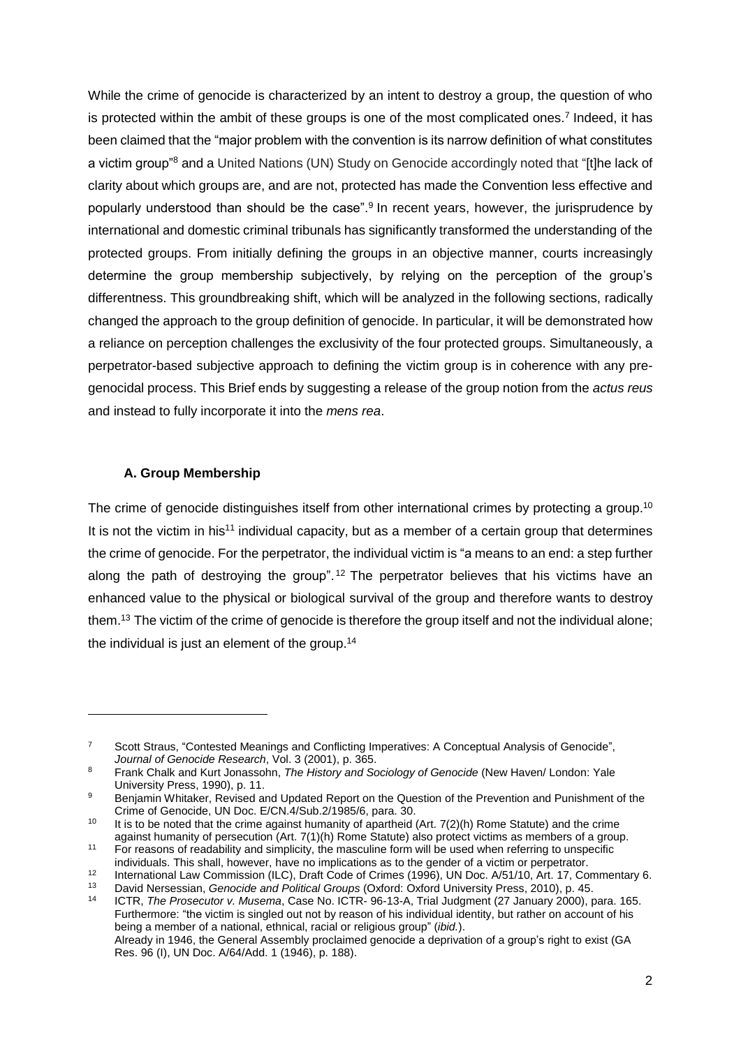While the crime of genocide is characterized by an intent to destroy a group, the question of who is protected within the ambit of these groups is one of the most complicated ones.[7] Indeed, it has been claimed that the "major problem with the convention is its narrow definition of what constitutes a victim group"[8] and a United Nations (UN) Study on Genocide accordingly noted that "[t]he lack of clarity about which groups are, and are not, protected has made the Convention less effective and popularly understood than should be the case".[9] In recent years, however, the jurisprudence by international and domestic criminal tribunals has significantly transformed the understanding of the protected groups. From initially defining the groups in an objective manner, courts increasingly determine the group membership subjectively, by relying on the perception of the group's differentness. This groundbreaking shift, which will be analyzed in the following sections, radically changed the approach to the group definition of genocide. In particular, it will be demonstrated how a reliance on perception challenges the exclusivity of the four protected groups. Simultaneously, a perpetrator-based subjective approach to defining the victim group is in coherence with any pre-genocidal process. This Brief ends by suggesting a release of the group notion from the *actus reus* and instead to fully incorporate it into the *mens rea*.

### A. Group Membership

The crime of genocide distinguishes itself from other international crimes by protecting a group.[10] It is not the victim in his[11] individual capacity, but as a member of a certain group that determines the crime of genocide. For the perpetrator, the individual victim is "a means to an end: a step further along the path of destroying the group".[12] The perpetrator believes that his victims have an enhanced value to the physical or biological survival of the group and therefore wants to destroy them.[13] The victim of the crime of genocide is therefore the group itself and not the individual alone; the individual is just an element of the group.[14]

---

[7] Scott Straus, "Contested Meanings and Conflicting Imperatives: A Conceptual Analysis of Genocide", *Journal of Genocide Research*, Vol. 3 (2001), p. 365.

[8] Frank Chalk and Kurt Jonassohn, *The History and Sociology of Genocide* (New Haven/ London: Yale University Press, 1990), p. 11.

[9] Benjamin Whitaker, Revised and Updated Report on the Question of the Prevention and Punishment of the Crime of Genocide, UN Doc. E/CN.4/Sub.2/1985/6, para. 30.

[10] It is to be noted that the crime against humanity of apartheid (Art. 7(2)(h) Rome Statute) and the crime against humanity of persecution (Art. 7(1)(h) Rome Statute) also protect victims as members of a group.

[11] For reasons of readability and simplicity, the masculine form will be used when referring to unspecific individuals. This shall, however, have no implications as to the gender of a victim or perpetrator.

[12] International Law Commission (ILC), Draft Code of Crimes (1996), UN Doc. A/51/10, Art. 17, Commentary 6.

[13] David Nersessian, *Genocide and Political Groups* (Oxford: Oxford University Press, 2010), p. 45.

[14] ICTR, *The Prosecutor v. Musema*, Case No. ICTR- 96-13-A, Trial Judgment (27 January 2000), para. 165. Furthermore: "the victim is singled out not by reason of his individual identity, but rather on account of his being a member of a national, ethnical, racial or religious group" (*ibid.*). Already in 1946, the General Assembly proclaimed genocide a deprivation of a group's right to exist (GA Res. 96 (I), UN Doc. A/64/Add. 1 (1946), p. 188).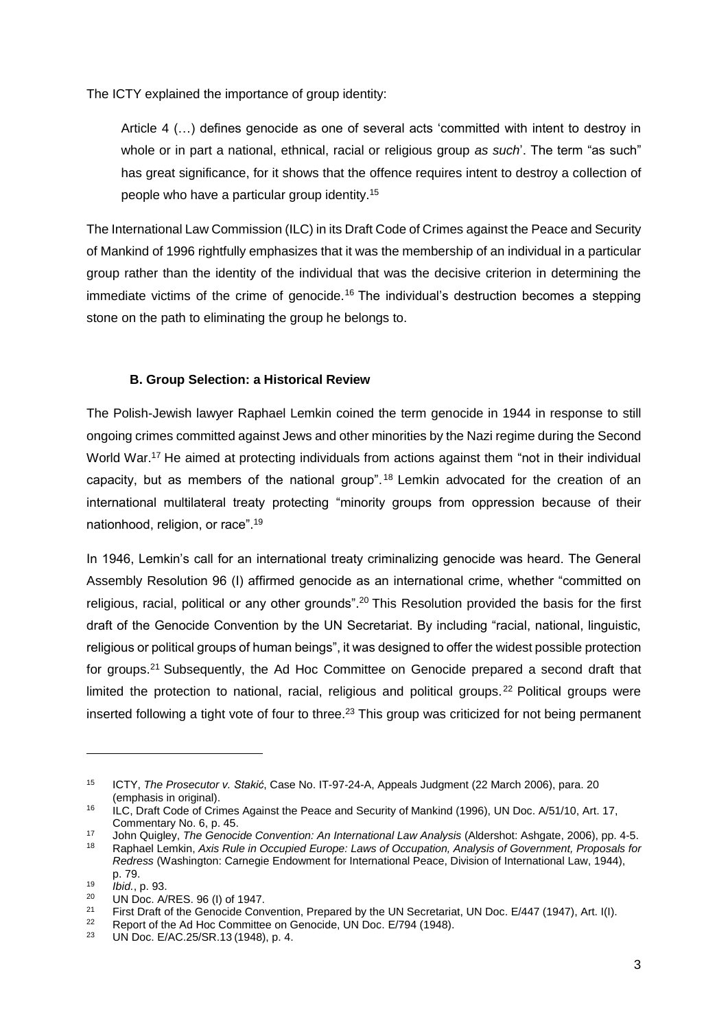The ICTY explained the importance of group identity:

> Article 4 (…) defines genocide as one of several acts 'committed with intent to destroy in whole or in part a national, ethnical, racial or religious group *as such*'. The term "as such" has great significance, for it shows that the offence requires intent to destroy a collection of people who have a particular group identity.[15]

The International Law Commission (ILC) in its Draft Code of Crimes against the Peace and Security of Mankind of 1996 rightfully emphasizes that it was the membership of an individual in a particular group rather than the identity of the individual that was the decisive criterion in determining the immediate victims of the crime of genocide.[16] The individual's destruction becomes a stepping stone on the path to eliminating the group he belongs to.

### B. Group Selection: a Historical Review

The Polish-Jewish lawyer Raphael Lemkin coined the term genocide in 1944 in response to still ongoing crimes committed against Jews and other minorities by the Nazi regime during the Second World War.[17] He aimed at protecting individuals from actions against them "not in their individual capacity, but as members of the national group".[18] Lemkin advocated for the creation of an international multilateral treaty protecting "minority groups from oppression because of their nationhood, religion, or race".[19]

In 1946, Lemkin's call for an international treaty criminalizing genocide was heard. The General Assembly Resolution 96 (I) affirmed genocide as an international crime, whether "committed on religious, racial, political or any other grounds".[20] This Resolution provided the basis for the first draft of the Genocide Convention by the UN Secretariat. By including "racial, national, linguistic, religious or political groups of human beings", it was designed to offer the widest possible protection for groups.[21] Subsequently, the Ad Hoc Committee on Genocide prepared a second draft that limited the protection to national, racial, religious and political groups.[22] Political groups were inserted following a tight vote of four to three.[23] This group was criticized for not being permanent

---

[15] ICTY, *The Prosecutor v. Stakić*, Case No. IT-97-24-A, Appeals Judgment (22 March 2006), para. 20 (emphasis in original).

[16] ILC, Draft Code of Crimes Against the Peace and Security of Mankind (1996), UN Doc. A/51/10, Art. 17, Commentary No. 6, p. 45.

[17] John Quigley, *The Genocide Convention: An International Law Analysis* (Aldershot: Ashgate, 2006), pp. 4-5.

[18] Raphael Lemkin, *Axis Rule in Occupied Europe: Laws of Occupation, Analysis of Government, Proposals for Redress* (Washington: Carnegie Endowment for International Peace, Division of International Law, 1944), p. 79.

[19] *Ibid.*, p. 93.

[20] UN Doc. A/RES. 96 (I) of 1947.

[21] First Draft of the Genocide Convention, Prepared by the UN Secretariat, UN Doc. E/447 (1947), Art. I(I).

[22] Report of the Ad Hoc Committee on Genocide, UN Doc. E/794 (1948).

[23] UN Doc. E/AC.25/SR.13 (1948), p. 4.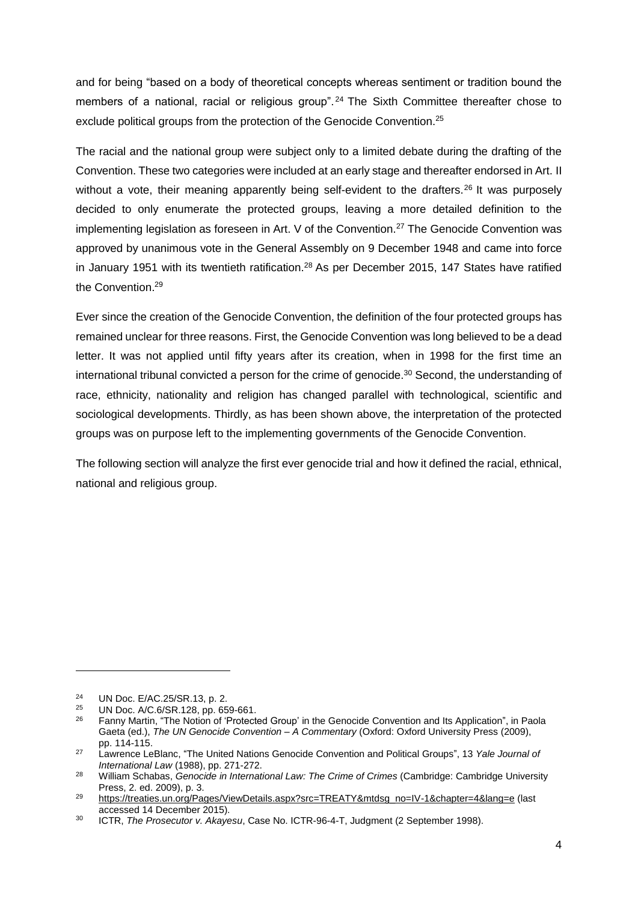and for being "based on a body of theoretical concepts whereas sentiment or tradition bound the members of a national, racial or religious group".[24] The Sixth Committee thereafter chose to exclude political groups from the protection of the Genocide Convention.[25]

The racial and the national group were subject only to a limited debate during the drafting of the Convention. These two categories were included at an early stage and thereafter endorsed in Art. II without a vote, their meaning apparently being self-evident to the drafters.[26] It was purposely decided to only enumerate the protected groups, leaving a more detailed definition to the implementing legislation as foreseen in Art. V of the Convention.[27] The Genocide Convention was approved by unanimous vote in the General Assembly on 9 December 1948 and came into force in January 1951 with its twentieth ratification.[28] As per December 2015, 147 States have ratified the Convention.[29]

Ever since the creation of the Genocide Convention, the definition of the four protected groups has remained unclear for three reasons. First, the Genocide Convention was long believed to be a dead letter. It was not applied until fifty years after its creation, when in 1998 for the first time an international tribunal convicted a person for the crime of genocide.[30] Second, the understanding of race, ethnicity, nationality and religion has changed parallel with technological, scientific and sociological developments. Thirdly, as has been shown above, the interpretation of the protected groups was on purpose left to the implementing governments of the Genocide Convention.

The following section will analyze the first ever genocide trial and how it defined the racial, ethnical, national and religious group.

---

[24] UN Doc. E/AC.25/SR.13, p. 2.

[25] UN Doc. A/C.6/SR.128, pp. 659-661.

[26] Fanny Martin, "The Notion of 'Protected Group' in the Genocide Convention and Its Application", in Paola Gaeta (ed.), *The UN Genocide Convention – A Commentary* (Oxford: Oxford University Press (2009), pp. 114-115.

[27] Lawrence LeBlanc, "The United Nations Genocide Convention and Political Groups", 13 *Yale Journal of International Law* (1988), pp. 271-272.

[28] William Schabas, *Genocide in International Law: The Crime of Crimes* (Cambridge: Cambridge University Press, 2. ed. 2009), p. 3.

[29] https://treaties.un.org/Pages/ViewDetails.aspx?src=TREATY&mtdsg_no=IV-1&chapter=4&lang=e (last accessed 14 December 2015).

[30] ICTR, *The Prosecutor v. Akayesu*, Case No. ICTR-96-4-T, Judgment (2 September 1998).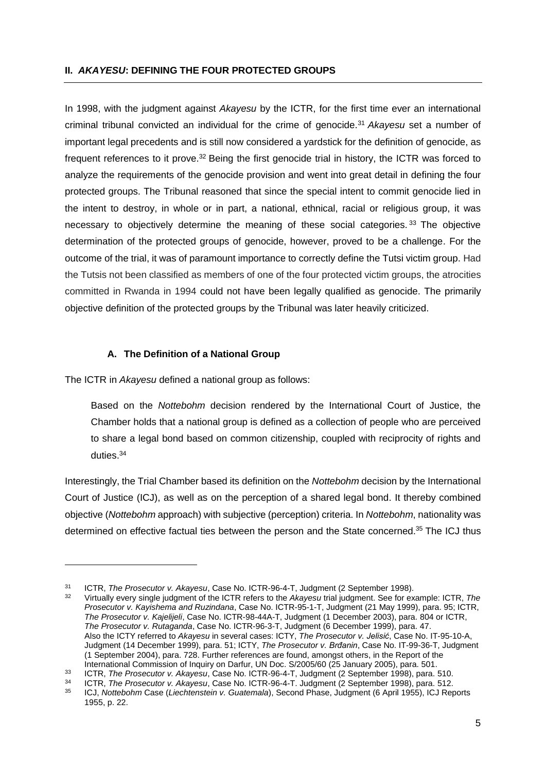## II. *AKAYESU*: DEFINING THE FOUR PROTECTED GROUPS

In 1998, with the judgment against *Akayesu* by the ICTR, for the first time ever an international criminal tribunal convicted an individual for the crime of genocide.[31] *Akayesu* set a number of important legal precedents and is still now considered a yardstick for the definition of genocide, as frequent references to it prove.[32] Being the first genocide trial in history, the ICTR was forced to analyze the requirements of the genocide provision and went into great detail in defining the four protected groups. The Tribunal reasoned that since the special intent to commit genocide lied in the intent to destroy, in whole or in part, a national, ethnical, racial or religious group, it was necessary to objectively determine the meaning of these social categories.[33] The objective determination of the protected groups of genocide, however, proved to be a challenge. For the outcome of the trial, it was of paramount importance to correctly define the Tutsi victim group. Had the Tutsis not been classified as members of one of the four protected victim groups, the atrocities committed in Rwanda in 1994 could not have been legally qualified as genocide. The primarily objective definition of the protected groups by the Tribunal was later heavily criticized.

### A. The Definition of a National Group

The ICTR in *Akayesu* defined a national group as follows:

> Based on the *Nottebohm* decision rendered by the International Court of Justice, the Chamber holds that a national group is defined as a collection of people who are perceived to share a legal bond based on common citizenship, coupled with reciprocity of rights and duties.[34]

Interestingly, the Trial Chamber based its definition on the *Nottebohm* decision by the International Court of Justice (ICJ), as well as on the perception of a shared legal bond. It thereby combined objective (*Nottebohm* approach) with subjective (perception) criteria. In *Nottebohm*, nationality was determined on effective factual ties between the person and the State concerned.[35] The ICJ thus

---

[31] ICTR, *The Prosecutor v. Akayesu*, Case No. ICTR-96-4-T, Judgment (2 September 1998).

[32] Virtually every single judgment of the ICTR refers to the *Akayesu* trial judgment. See for example: ICTR, *The Prosecutor v. Kayishema and Ruzindana*, Case No. ICTR-95-1-T, Judgment (21 May 1999), para. 95; ICTR, *The Prosecutor v. Kajelijeli*, Case No. ICTR-98-44A-T, Judgment (1 December 2003), para. 804 or ICTR, *The Prosecutor v. Rutaganda*, Case No. ICTR-96-3-T, Judgment (6 December 1999), para. 47. Also the ICTY referred to *Akayesu* in several cases: ICTY, *The Prosecutor v. Jelisić*, Case No. IT-95-10-A, Judgment (14 December 1999), para. 51; ICTY, *The Prosecutor v. Brđanin*, Case No. IT-99-36-T, Judgment (1 September 2004), para. 728. Further references are found, amongst others, in the Report of the International Commission of Inquiry on Darfur, UN Doc. S/2005/60 (25 January 2005), para. 501.

[33] ICTR, *The Prosecutor v. Akayesu*, Case No. ICTR-96-4-T, Judgment (2 September 1998), para. 510.

[34] ICTR, *The Prosecutor v. Akayesu*, Case No. ICTR-96-4-T. Judgment (2 September 1998), para. 512.

[35] ICJ, *Nottebohm* Case (*Liechtenstein v. Guatemala*), Second Phase, Judgment (6 April 1955), ICJ Reports 1955, p. 22.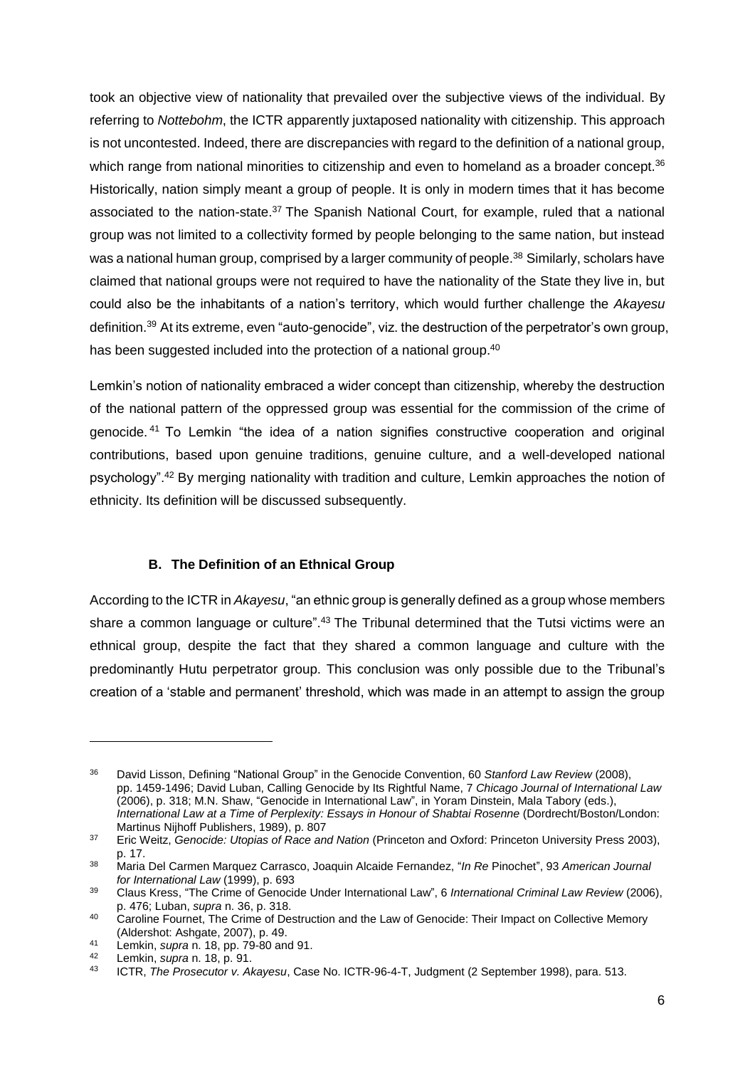took an objective view of nationality that prevailed over the subjective views of the individual. By referring to *Nottebohm*, the ICTR apparently juxtaposed nationality with citizenship. This approach is not uncontested. Indeed, there are discrepancies with regard to the definition of a national group, which range from national minorities to citizenship and even to homeland as a broader concept.[36] Historically, nation simply meant a group of people. It is only in modern times that it has become associated to the nation-state.[37] The Spanish National Court, for example, ruled that a national group was not limited to a collectivity formed by people belonging to the same nation, but instead was a national human group, comprised by a larger community of people.[38] Similarly, scholars have claimed that national groups were not required to have the nationality of the State they live in, but could also be the inhabitants of a nation's territory, which would further challenge the *Akayesu* definition.[39] At its extreme, even "auto-genocide", viz. the destruction of the perpetrator's own group, has been suggested included into the protection of a national group.[40]

Lemkin's notion of nationality embraced a wider concept than citizenship, whereby the destruction of the national pattern of the oppressed group was essential for the commission of the crime of genocide.[41] To Lemkin "the idea of a nation signifies constructive cooperation and original contributions, based upon genuine traditions, genuine culture, and a well-developed national psychology".[42] By merging nationality with tradition and culture, Lemkin approaches the notion of ethnicity. Its definition will be discussed subsequently.

### B. The Definition of an Ethnical Group

According to the ICTR in *Akayesu*, "an ethnic group is generally defined as a group whose members share a common language or culture".[43] The Tribunal determined that the Tutsi victims were an ethnical group, despite the fact that they shared a common language and culture with the predominantly Hutu perpetrator group. This conclusion was only possible due to the Tribunal's creation of a 'stable and permanent' threshold, which was made in an attempt to assign the group

---

[36] David Lisson, Defining "National Group" in the Genocide Convention, 60 *Stanford Law Review* (2008), pp. 1459-1496; David Luban, Calling Genocide by Its Rightful Name, 7 *Chicago Journal of International Law* (2006), p. 318; M.N. Shaw, "Genocide in International Law", in Yoram Dinstein, Mala Tabory (eds.), *International Law at a Time of Perplexity: Essays in Honour of Shabtai Rosenne* (Dordrecht/Boston/London: Martinus Nijhoff Publishers, 1989), p. 807

[37] Eric Weitz, *Genocide: Utopias of Race and Nation* (Princeton and Oxford: Princeton University Press 2003), p. 17.

[38] Maria Del Carmen Marquez Carrasco, Joaquin Alcaide Fernandez, "*In Re* Pinochet", 93 *American Journal for International Law* (1999), p. 693

[39] Claus Kress, "The Crime of Genocide Under International Law", 6 *International Criminal Law Review* (2006), p. 476; Luban, *supra* n. 36, p. 318.

[40] Caroline Fournet, The Crime of Destruction and the Law of Genocide: Their Impact on Collective Memory (Aldershot: Ashgate, 2007), p. 49.

[41] Lemkin, *supra* n. 18, pp. 79-80 and 91.

[42] Lemkin, *supra* n. 18, p. 91.

[43] ICTR, *The Prosecutor v. Akayesu*, Case No. ICTR-96-4-T, Judgment (2 September 1998), para. 513.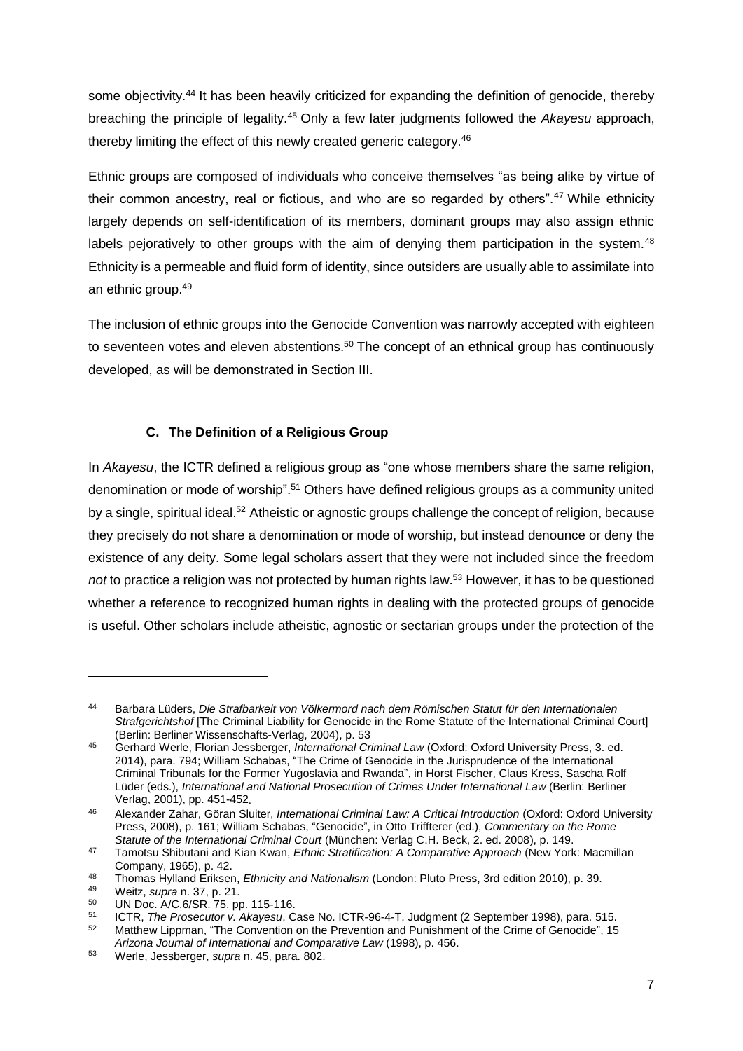some objectivity.[44] It has been heavily criticized for expanding the definition of genocide, thereby breaching the principle of legality.[45] Only a few later judgments followed the *Akayesu* approach, thereby limiting the effect of this newly created generic category.[46]

Ethnic groups are composed of individuals who conceive themselves "as being alike by virtue of their common ancestry, real or fictious, and who are so regarded by others".[47] While ethnicity largely depends on self-identification of its members, dominant groups may also assign ethnic labels pejoratively to other groups with the aim of denying them participation in the system.[48] Ethnicity is a permeable and fluid form of identity, since outsiders are usually able to assimilate into an ethnic group.[49]

The inclusion of ethnic groups into the Genocide Convention was narrowly accepted with eighteen to seventeen votes and eleven abstentions.[50] The concept of an ethnical group has continuously developed, as will be demonstrated in Section III.

### C. The Definition of a Religious Group

In *Akayesu*, the ICTR defined a religious group as "one whose members share the same religion, denomination or mode of worship".[51] Others have defined religious groups as a community united by a single, spiritual ideal.[52] Atheistic or agnostic groups challenge the concept of religion, because they precisely do not share a denomination or mode of worship, but instead denounce or deny the existence of any deity. Some legal scholars assert that they were not included since the freedom *not* to practice a religion was not protected by human rights law.[53] However, it has to be questioned whether a reference to recognized human rights in dealing with the protected groups of genocide is useful. Other scholars include atheistic, agnostic or sectarian groups under the protection of the

---

[44] Barbara Lüders, *Die Strafbarkeit von Völkermord nach dem Römischen Statut für den Internationalen Strafgerichtshof* [The Criminal Liability for Genocide in the Rome Statute of the International Criminal Court] (Berlin: Berliner Wissenschafts-Verlag, 2004), p. 53

[45] Gerhard Werle, Florian Jessberger, *International Criminal Law* (Oxford: Oxford University Press, 3. ed. 2014), para. 794; William Schabas, "The Crime of Genocide in the Jurisprudence of the International Criminal Tribunals for the Former Yugoslavia and Rwanda", in Horst Fischer, Claus Kress, Sascha Rolf Lüder (eds.), *International and National Prosecution of Crimes Under International Law* (Berlin: Berliner Verlag, 2001), pp. 451-452.

[46] Alexander Zahar, Göran Sluiter, *International Criminal Law: A Critical Introduction* (Oxford: Oxford University Press, 2008), p. 161; William Schabas, "Genocide", in Otto Triffterer (ed.), *Commentary on the Rome Statute of the International Criminal Court* (München: Verlag C.H. Beck, 2. ed. 2008), p. 149.

[47] Tamotsu Shibutani and Kian Kwan, *Ethnic Stratification: A Comparative Approach* (New York: Macmillan Company, 1965), p. 42.

[48] Thomas Hylland Eriksen, *Ethnicity and Nationalism* (London: Pluto Press, 3rd edition 2010), p. 39.

[49] Weitz, *supra* n. 37, p. 21.

[50] UN Doc. A/C.6/SR. 75, pp. 115-116.

[51] ICTR, *The Prosecutor v. Akayesu*, Case No. ICTR-96-4-T, Judgment (2 September 1998), para. 515.

[52] Matthew Lippman, "The Convention on the Prevention and Punishment of the Crime of Genocide", 15 *Arizona Journal of International and Comparative Law* (1998), p. 456.

[53] Werle, Jessberger, *supra* n. 45, para. 802.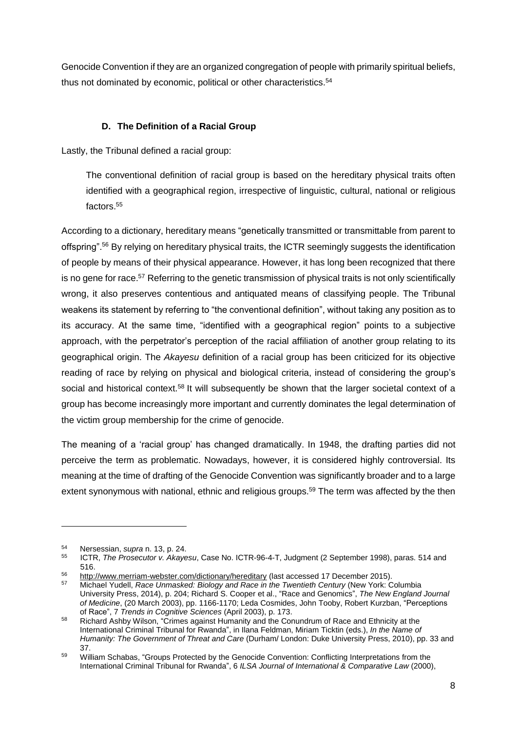Genocide Convention if they are an organized congregation of people with primarily spiritual beliefs, thus not dominated by economic, political or other characteristics.[54]

### D. The Definition of a Racial Group

Lastly, the Tribunal defined a racial group:

> The conventional definition of racial group is based on the hereditary physical traits often identified with a geographical region, irrespective of linguistic, cultural, national or religious factors.[55]

According to a dictionary, hereditary means "genetically transmitted or transmittable from parent to offspring".[56] By relying on hereditary physical traits, the ICTR seemingly suggests the identification of people by means of their physical appearance. However, it has long been recognized that there is no gene for race.[57] Referring to the genetic transmission of physical traits is not only scientifically wrong, it also preserves contentious and antiquated means of classifying people. The Tribunal weakens its statement by referring to "the conventional definition", without taking any position as to its accuracy. At the same time, "identified with a geographical region" points to a subjective approach, with the perpetrator's perception of the racial affiliation of another group relating to its geographical origin. The *Akayesu* definition of a racial group has been criticized for its objective reading of race by relying on physical and biological criteria, instead of considering the group's social and historical context.[58] It will subsequently be shown that the larger societal context of a group has become increasingly more important and currently dominates the legal determination of the victim group membership for the crime of genocide.

The meaning of a 'racial group' has changed dramatically. In 1948, the drafting parties did not perceive the term as problematic. Nowadays, however, it is considered highly controversial. Its meaning at the time of drafting of the Genocide Convention was significantly broader and to a large extent synonymous with national, ethnic and religious groups.[59] The term was affected by the then

---

[54] Nersessian, *supra* n. 13, p. 24.

[55] ICTR, *The Prosecutor v. Akayesu*, Case No. ICTR-96-4-T, Judgment (2 September 1998), paras. 514 and 516.

[56] http://www.merriam-webster.com/dictionary/hereditary (last accessed 17 December 2015).

[57] Michael Yudell, *Race Unmasked: Biology and Race in the Twentieth Century* (New York: Columbia University Press, 2014), p. 204; Richard S. Cooper et al., "Race and Genomics", *The New England Journal of Medicine*, (20 March 2003), pp. 1166-1170; Leda Cosmides, John Tooby, Robert Kurzban, "Perceptions of Race", 7 *Trends in Cognitive Sciences* (April 2003), p. 173.

[58] Richard Ashby Wilson, "Crimes against Humanity and the Conundrum of Race and Ethnicity at the International Criminal Tribunal for Rwanda", in Ilana Feldman, Miriam Ticktin (eds.), *In the Name of Humanity: The Government of Threat and Care* (Durham/ London: Duke University Press, 2010), pp. 33 and 37.

[59] William Schabas, "Groups Protected by the Genocide Convention: Conflicting Interpretations from the International Criminal Tribunal for Rwanda", 6 *ILSA Journal of International & Comparative Law* (2000),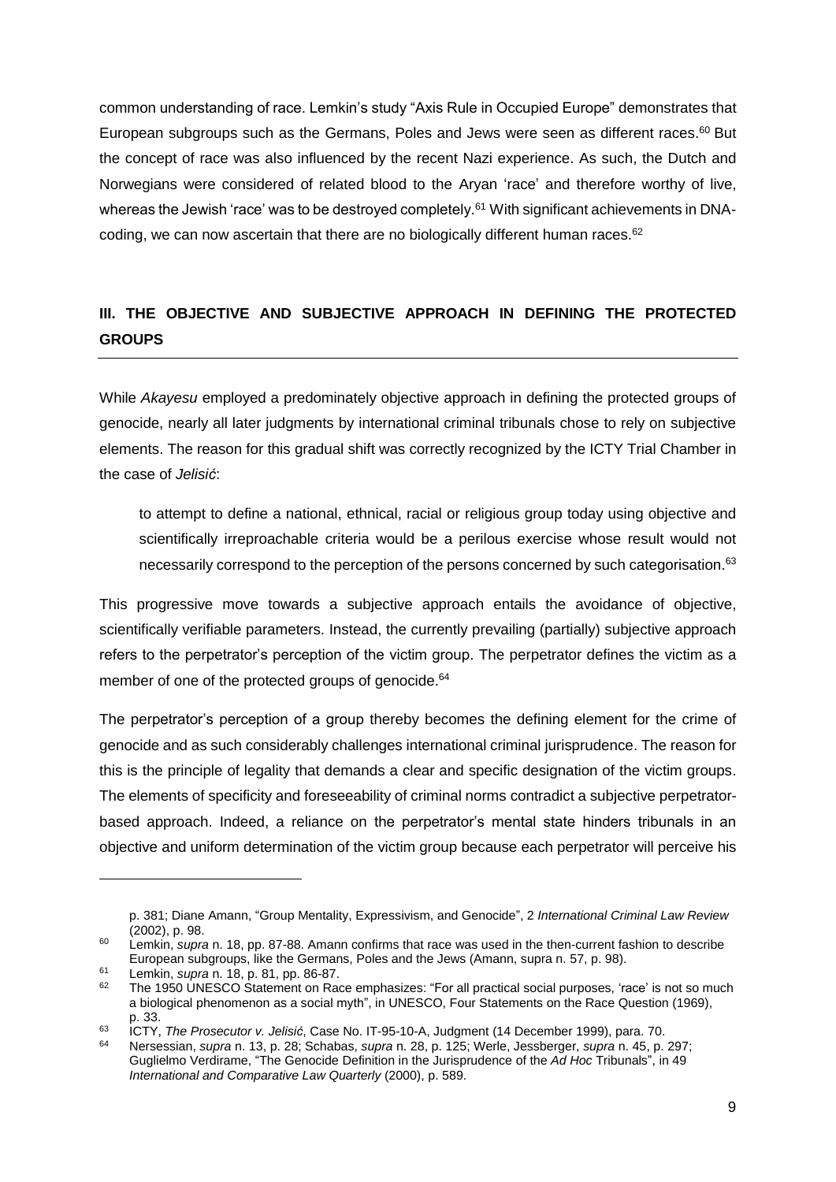common understanding of race. Lemkin's study "Axis Rule in Occupied Europe" demonstrates that European subgroups such as the Germans, Poles and Jews were seen as different races.[60] But the concept of race was also influenced by the recent Nazi experience. As such, the Dutch and Norwegians were considered of related blood to the Aryan 'race' and therefore worthy of live, whereas the Jewish 'race' was to be destroyed completely.[61] With significant achievements in DNA-coding, we can now ascertain that there are no biologically different human races.[62]

## III. THE OBJECTIVE AND SUBJECTIVE APPROACH IN DEFINING THE PROTECTED GROUPS

While *Akayesu* employed a predominately objective approach in defining the protected groups of genocide, nearly all later judgments by international criminal tribunals chose to rely on subjective elements. The reason for this gradual shift was correctly recognized by the ICTY Trial Chamber in the case of *Jelisić*:

> to attempt to define a national, ethnical, racial or religious group today using objective and scientifically irreproachable criteria would be a perilous exercise whose result would not necessarily correspond to the perception of the persons concerned by such categorisation.[63]

This progressive move towards a subjective approach entails the avoidance of objective, scientifically verifiable parameters. Instead, the currently prevailing (partially) subjective approach refers to the perpetrator's perception of the victim group. The perpetrator defines the victim as a member of one of the protected groups of genocide.[64]

The perpetrator's perception of a group thereby becomes the defining element for the crime of genocide and as such considerably challenges international criminal jurisprudence. The reason for this is the principle of legality that demands a clear and specific designation of the victim groups. The elements of specificity and foreseeability of criminal norms contradict a subjective perpetrator-based approach. Indeed, a reliance on the perpetrator's mental state hinders tribunals in an objective and uniform determination of the victim group because each perpetrator will perceive his

---

p. 381; Diane Amann, "Group Mentality, Expressivism, and Genocide", 2 *International Criminal Law Review* (2002), p. 98.

[60] Lemkin, *supra* n. 18, pp. 87-88. Amann confirms that race was used in the then-current fashion to describe European subgroups, like the Germans, Poles and the Jews (Amann, supra n. 57, p. 98).

[61] Lemkin, *supra* n. 18, p. 81, pp. 86-87.

[62] The 1950 UNESCO Statement on Race emphasizes: "For all practical social purposes, 'race' is not so much a biological phenomenon as a social myth", in UNESCO, Four Statements on the Race Question (1969), p. 33.

[63] ICTY, *The Prosecutor v. Jelisić*, Case No. IT-95-10-A, Judgment (14 December 1999), para. 70.

[64] Nersessian, *supra* n. 13, p. 28; Schabas, *supra* n. 28, p. 125; Werle, Jessberger, *supra* n. 45, p. 297; Guglielmo Verdirame, "The Genocide Definition in the Jurisprudence of the *Ad Hoc* Tribunals", in 49 *International and Comparative Law Quarterly* (2000), p. 589.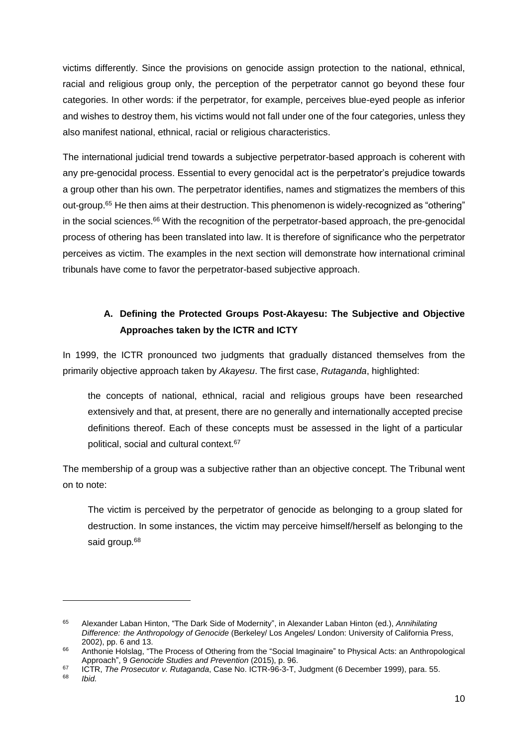victims differently. Since the provisions on genocide assign protection to the national, ethnical, racial and religious group only, the perception of the perpetrator cannot go beyond these four categories. In other words: if the perpetrator, for example, perceives blue-eyed people as inferior and wishes to destroy them, his victims would not fall under one of the four categories, unless they also manifest national, ethnical, racial or religious characteristics.

The international judicial trend towards a subjective perpetrator-based approach is coherent with any pre-genocidal process. Essential to every genocidal act is the perpetrator's prejudice towards a group other than his own. The perpetrator identifies, names and stigmatizes the members of this out-group.[65] He then aims at their destruction. This phenomenon is widely-recognized as "othering" in the social sciences.[66] With the recognition of the perpetrator-based approach, the pre-genocidal process of othering has been translated into law. It is therefore of significance who the perpetrator perceives as victim. The examples in the next section will demonstrate how international criminal tribunals have come to favor the perpetrator-based subjective approach.

### A. Defining the Protected Groups Post-Akayesu: The Subjective and Objective Approaches taken by the ICTR and ICTY

In 1999, the ICTR pronounced two judgments that gradually distanced themselves from the primarily objective approach taken by *Akayesu*. The first case, *Rutaganda*, highlighted:

> the concepts of national, ethnical, racial and religious groups have been researched extensively and that, at present, there are no generally and internationally accepted precise definitions thereof. Each of these concepts must be assessed in the light of a particular political, social and cultural context.[67]

The membership of a group was a subjective rather than an objective concept. The Tribunal went on to note:

> The victim is perceived by the perpetrator of genocide as belonging to a group slated for destruction. In some instances, the victim may perceive himself/herself as belonging to the said group.[68]

---

[65] Alexander Laban Hinton, "The Dark Side of Modernity", in Alexander Laban Hinton (ed.), *Annihilating Difference: the Anthropology of Genocide* (Berkeley/ Los Angeles/ London: University of California Press, 2002), pp. 6 and 13.

[66] Anthonie Holslag, "The Process of Othering from the "Social Imaginaire" to Physical Acts: an Anthropological Approach", 9 *Genocide Studies and Prevention* (2015), p. 96.

[67] ICTR, *The Prosecutor v. Rutaganda*, Case No. ICTR-96-3-T, Judgment (6 December 1999), para. 55.

[68] *Ibid.*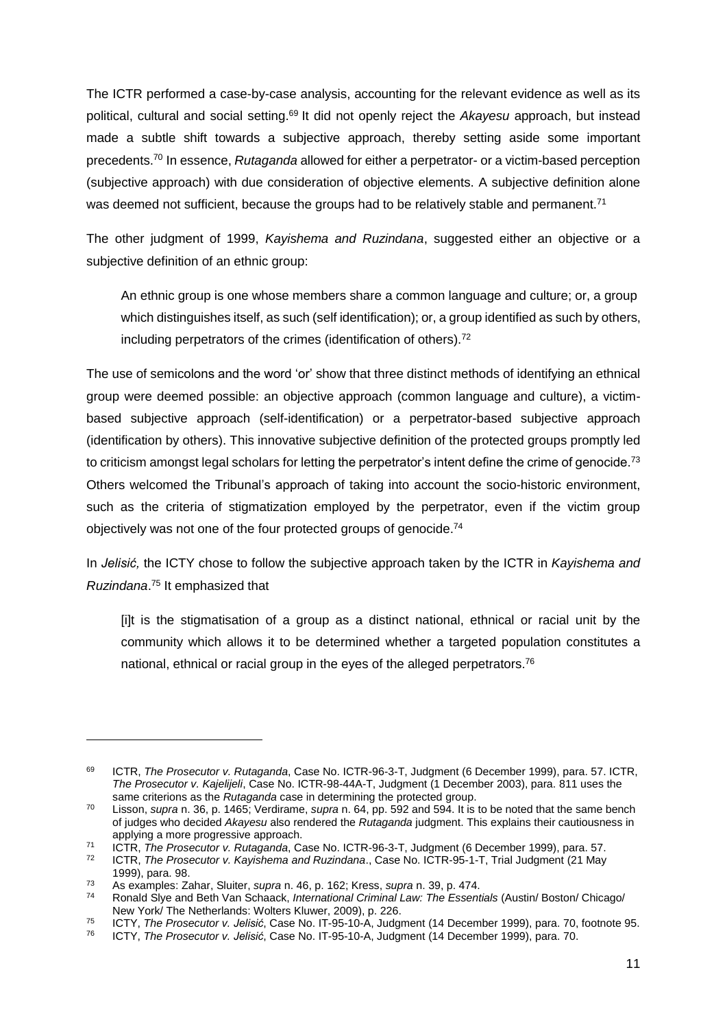The ICTR performed a case-by-case analysis, accounting for the relevant evidence as well as its political, cultural and social setting.[69] It did not openly reject the *Akayesu* approach, but instead made a subtle shift towards a subjective approach, thereby setting aside some important precedents.[70] In essence, *Rutaganda* allowed for either a perpetrator- or a victim-based perception (subjective approach) with due consideration of objective elements. A subjective definition alone was deemed not sufficient, because the groups had to be relatively stable and permanent.[71]

The other judgment of 1999, *Kayishema and Ruzindana*, suggested either an objective or a subjective definition of an ethnic group:

> An ethnic group is one whose members share a common language and culture; or, a group which distinguishes itself, as such (self identification); or, a group identified as such by others, including perpetrators of the crimes (identification of others).[72]

The use of semicolons and the word 'or' show that three distinct methods of identifying an ethnical group were deemed possible: an objective approach (common language and culture), a victim-based subjective approach (self-identification) or a perpetrator-based subjective approach (identification by others). This innovative subjective definition of the protected groups promptly led to criticism amongst legal scholars for letting the perpetrator's intent define the crime of genocide.[73] Others welcomed the Tribunal's approach of taking into account the socio-historic environment, such as the criteria of stigmatization employed by the perpetrator, even if the victim group objectively was not one of the four protected groups of genocide.[74]

In *Jelisić,* the ICTY chose to follow the subjective approach taken by the ICTR in *Kayishema and Ruzindana*.[75] It emphasized that

> [i]t is the stigmatisation of a group as a distinct national, ethnical or racial unit by the community which allows it to be determined whether a targeted population constitutes a national, ethnical or racial group in the eyes of the alleged perpetrators.[76]

---

[69] ICTR, *The Prosecutor v. Rutaganda*, Case No. ICTR-96-3-T, Judgment (6 December 1999), para. 57. ICTR, *The Prosecutor v. Kajelijeli*, Case No. ICTR-98-44A-T, Judgment (1 December 2003), para. 811 uses the same criterions as the *Rutaganda* case in determining the protected group.

[70] Lisson, *supra* n. 36, p. 1465; Verdirame, *supra* n. 64, pp. 592 and 594. It is to be noted that the same bench of judges who decided *Akayesu* also rendered the *Rutaganda* judgment. This explains their cautiousness in applying a more progressive approach.

[71] ICTR, *The Prosecutor v. Rutaganda*, Case No. ICTR-96-3-T, Judgment (6 December 1999), para. 57.

[72] ICTR, *The Prosecutor v. Kayishema and Ruzindana*., Case No. ICTR-95-1-T, Trial Judgment (21 May 1999), para. 98.

[73] As examples: Zahar, Sluiter, *supra* n. 46, p. 162; Kress, *supra* n. 39, p. 474.

[74] Ronald Slye and Beth Van Schaack, *International Criminal Law: The Essentials* (Austin/ Boston/ Chicago/ New York/ The Netherlands: Wolters Kluwer, 2009), p. 226.

[75] ICTY, *The Prosecutor v. Jelisić*, Case No. IT-95-10-A, Judgment (14 December 1999), para. 70, footnote 95.

[76] ICTY, *The Prosecutor v. Jelisić*, Case No. IT-95-10-A, Judgment (14 December 1999), para. 70.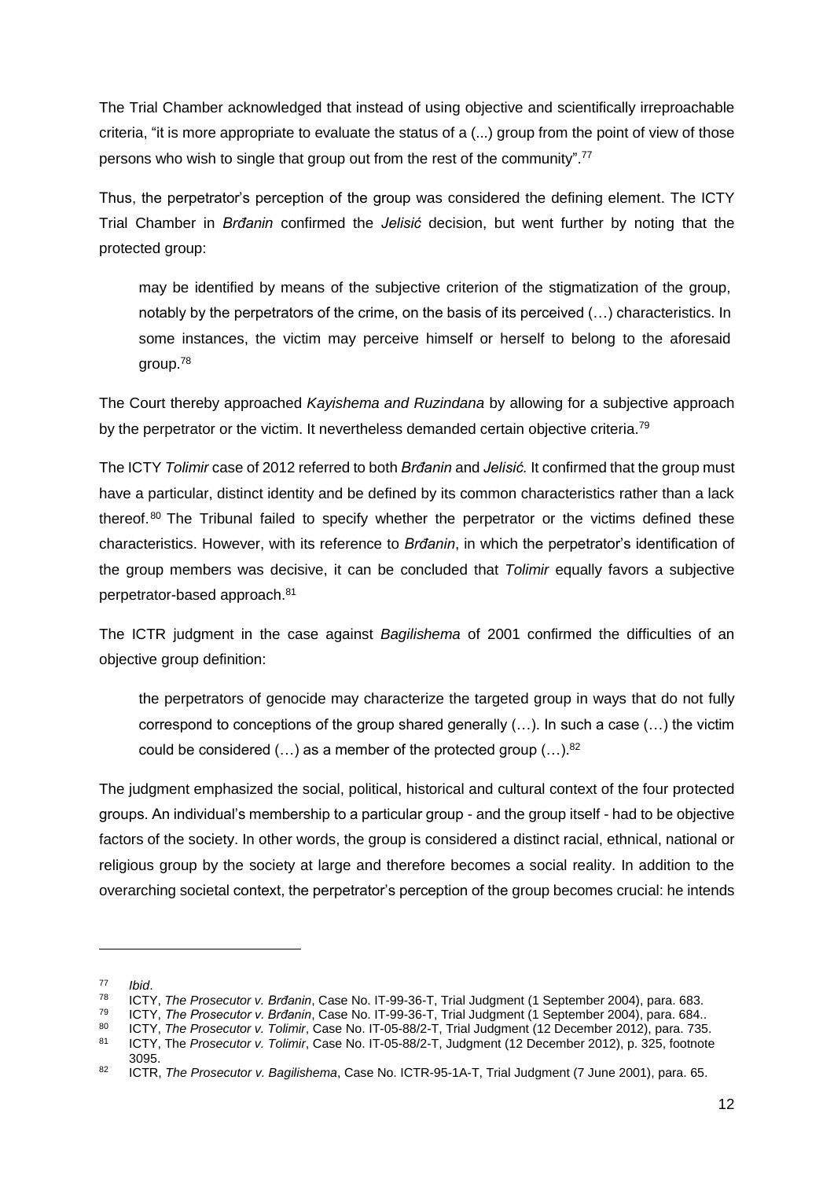The Trial Chamber acknowledged that instead of using objective and scientifically irreproachable criteria, "it is more appropriate to evaluate the status of a (...) group from the point of view of those persons who wish to single that group out from the rest of the community".[77]

Thus, the perpetrator's perception of the group was considered the defining element. The ICTY Trial Chamber in *Brđanin* confirmed the *Jelisić* decision, but went further by noting that the protected group:

> may be identified by means of the subjective criterion of the stigmatization of the group, notably by the perpetrators of the crime, on the basis of its perceived (…) characteristics. In some instances, the victim may perceive himself or herself to belong to the aforesaid group.[78]

The Court thereby approached *Kayishema and Ruzindana* by allowing for a subjective approach by the perpetrator or the victim. It nevertheless demanded certain objective criteria.[79]

The ICTY *Tolimir* case of 2012 referred to both *Brđanin* and *Jelisić.* It confirmed that the group must have a particular, distinct identity and be defined by its common characteristics rather than a lack thereof.[80] The Tribunal failed to specify whether the perpetrator or the victims defined these characteristics. However, with its reference to *Brđanin*, in which the perpetrator's identification of the group members was decisive, it can be concluded that *Tolimir* equally favors a subjective perpetrator-based approach.[81]

The ICTR judgment in the case against *Bagilishema* of 2001 confirmed the difficulties of an objective group definition:

> the perpetrators of genocide may characterize the targeted group in ways that do not fully correspond to conceptions of the group shared generally (…). In such a case (…) the victim could be considered (…) as a member of the protected group (…).[82]

The judgment emphasized the social, political, historical and cultural context of the four protected groups. An individual's membership to a particular group - and the group itself - had to be objective factors of the society. In other words, the group is considered a distinct racial, ethnical, national or religious group by the society at large and therefore becomes a social reality. In addition to the overarching societal context, the perpetrator's perception of the group becomes crucial: he intends

---

[77] *Ibid*.

[78] ICTY, *The Prosecutor v. Brđanin*, Case No. IT-99-36-T, Trial Judgment (1 September 2004), para. 683.

[79] ICTY, *The Prosecutor v. Brđanin*, Case No. IT-99-36-T, Trial Judgment (1 September 2004), para. 684..

[80] ICTY, *The Prosecutor v. Tolimir*, Case No. IT-05-88/2-T, Trial Judgment (12 December 2012), para. 735.

[81] ICTY, The *Prosecutor v. Tolimir*, Case No. IT-05-88/2-T, Judgment (12 December 2012), p. 325, footnote 3095.

[82] ICTR, *The Prosecutor v. Bagilishema*, Case No. ICTR-95-1A-T, Trial Judgment (7 June 2001), para. 65.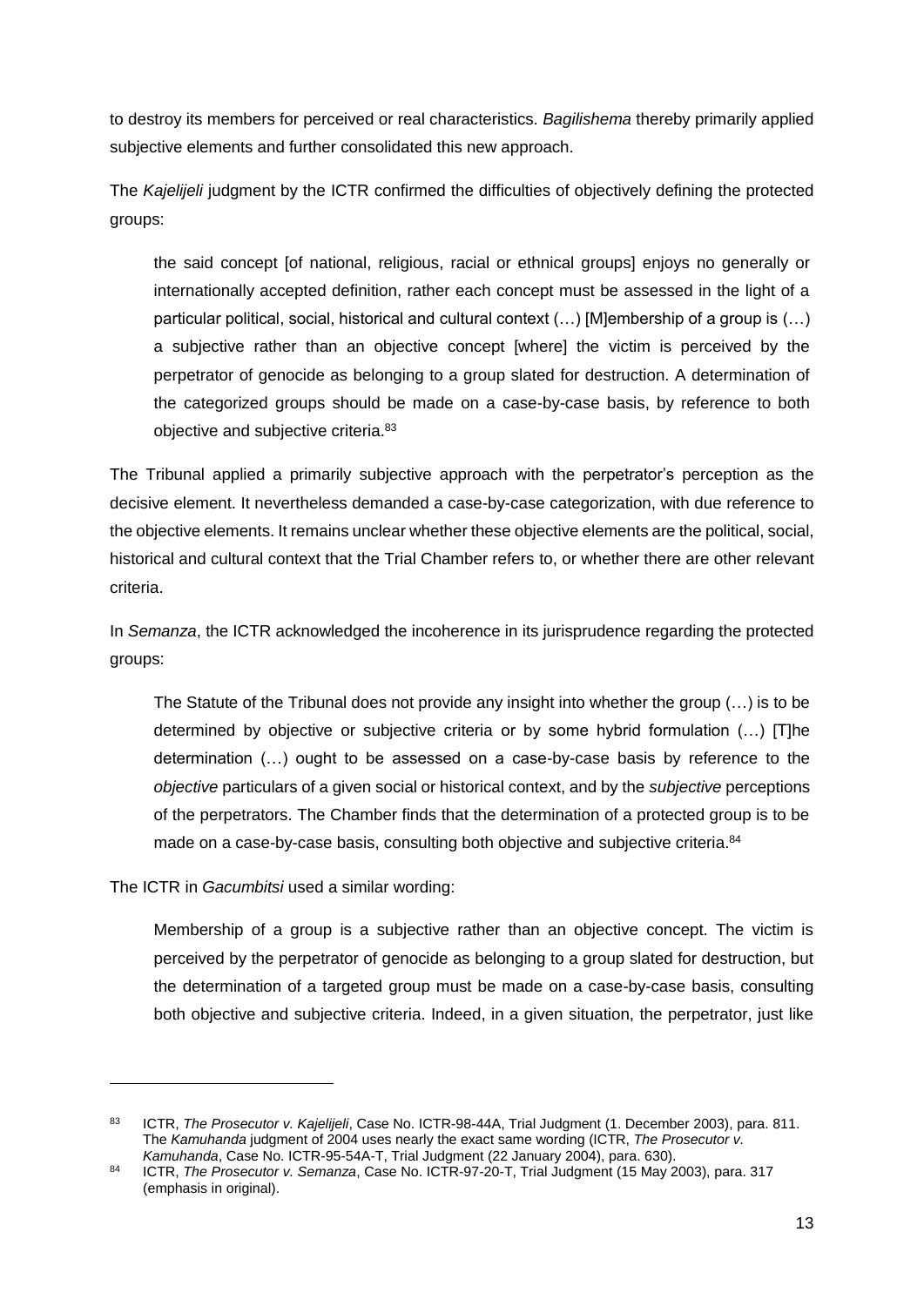to destroy its members for perceived or real characteristics. *Bagilishema* thereby primarily applied subjective elements and further consolidated this new approach.

The *Kajelijeli* judgment by the ICTR confirmed the difficulties of objectively defining the protected groups:

> the said concept [of national, religious, racial or ethnical groups] enjoys no generally or internationally accepted definition, rather each concept must be assessed in the light of a particular political, social, historical and cultural context (…) [M]embership of a group is (…) a subjective rather than an objective concept [where] the victim is perceived by the perpetrator of genocide as belonging to a group slated for destruction. A determination of the categorized groups should be made on a case-by-case basis, by reference to both objective and subjective criteria.[83]

The Tribunal applied a primarily subjective approach with the perpetrator's perception as the decisive element. It nevertheless demanded a case-by-case categorization, with due reference to the objective elements. It remains unclear whether these objective elements are the political, social, historical and cultural context that the Trial Chamber refers to, or whether there are other relevant criteria.

In *Semanza*, the ICTR acknowledged the incoherence in its jurisprudence regarding the protected groups:

> The Statute of the Tribunal does not provide any insight into whether the group (…) is to be determined by objective or subjective criteria or by some hybrid formulation (…) [T]he determination (…) ought to be assessed on a case-by-case basis by reference to the *objective* particulars of a given social or historical context, and by the *subjective* perceptions of the perpetrators. The Chamber finds that the determination of a protected group is to be made on a case-by-case basis, consulting both objective and subjective criteria.[84]

The ICTR in *Gacumbitsi* used a similar wording:

> Membership of a group is a subjective rather than an objective concept. The victim is perceived by the perpetrator of genocide as belonging to a group slated for destruction, but the determination of a targeted group must be made on a case-by-case basis, consulting both objective and subjective criteria. Indeed, in a given situation, the perpetrator, just like

---

[83] ICTR, *The Prosecutor v. Kajelijeli*, Case No. ICTR-98-44A, Trial Judgment (1. December 2003), para. 811. The *Kamuhanda* judgment of 2004 uses nearly the exact same wording (ICTR, *The Prosecutor v. Kamuhanda*, Case No. ICTR-95-54A-T, Trial Judgment (22 January 2004), para. 630).

[84] ICTR, *The Prosecutor v. Semanza*, Case No. ICTR-97-20-T, Trial Judgment (15 May 2003), para. 317 (emphasis in original).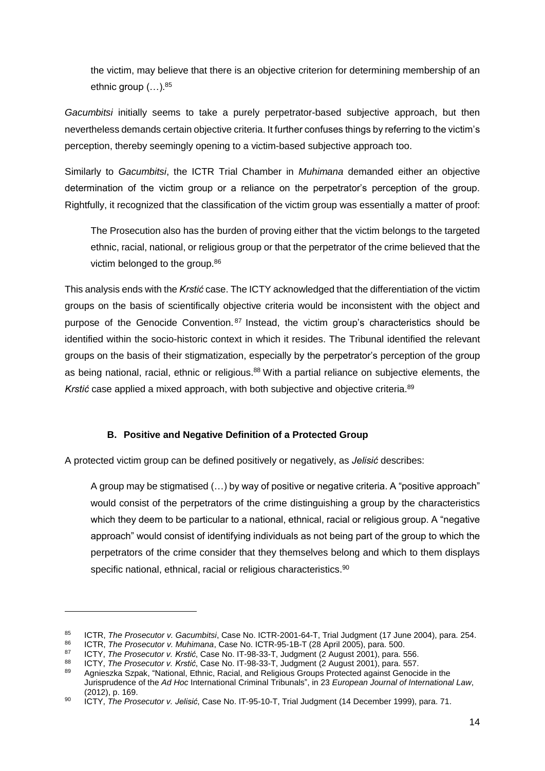> the victim, may believe that there is an objective criterion for determining membership of an ethnic group (…).[85]

*Gacumbitsi* initially seems to take a purely perpetrator-based subjective approach, but then nevertheless demands certain objective criteria. It further confuses things by referring to the victim's perception, thereby seemingly opening to a victim-based subjective approach too.

Similarly to *Gacumbitsi*, the ICTR Trial Chamber in *Muhimana* demanded either an objective determination of the victim group or a reliance on the perpetrator's perception of the group. Rightfully, it recognized that the classification of the victim group was essentially a matter of proof:

> The Prosecution also has the burden of proving either that the victim belongs to the targeted ethnic, racial, national, or religious group or that the perpetrator of the crime believed that the victim belonged to the group.[86]

This analysis ends with the *Krstić* case. The ICTY acknowledged that the differentiation of the victim groups on the basis of scientifically objective criteria would be inconsistent with the object and purpose of the Genocide Convention.[87] Instead, the victim group's characteristics should be identified within the socio-historic context in which it resides. The Tribunal identified the relevant groups on the basis of their stigmatization, especially by the perpetrator's perception of the group as being national, racial, ethnic or religious.[88] With a partial reliance on subjective elements, the *Krstić* case applied a mixed approach, with both subjective and objective criteria.[89]

### B. Positive and Negative Definition of a Protected Group

A protected victim group can be defined positively or negatively, as *Jelisić* describes:

> A group may be stigmatised (…) by way of positive or negative criteria. A "positive approach" would consist of the perpetrators of the crime distinguishing a group by the characteristics which they deem to be particular to a national, ethnical, racial or religious group. A "negative approach" would consist of identifying individuals as not being part of the group to which the perpetrators of the crime consider that they themselves belong and which to them displays specific national, ethnical, racial or religious characteristics.[90]

---

[85] ICTR, *The Prosecutor v. Gacumbitsi*, Case No. ICTR-2001-64-T, Trial Judgment (17 June 2004), para. 254.

[86] ICTR, *The Prosecutor v. Muhimana*, Case No. ICTR-95-1B-T (28 April 2005), para. 500.

[87] ICTY, *The Prosecutor v. Krstić*, Case No. IT-98-33-T, Judgment (2 August 2001), para. 556.

[88] ICTY, *The Prosecutor v. Krstić*, Case No. IT-98-33-T, Judgment (2 August 2001), para. 557.

[89] Agnieszka Szpak, "National, Ethnic, Racial, and Religious Groups Protected against Genocide in the Jurisprudence of the *Ad Hoc* International Criminal Tribunals", in 23 *European Journal of International Law*, (2012), p. 169.

[90] ICTY, *The Prosecutor v. Jelisić*, Case No. IT-95-10-T, Trial Judgment (14 December 1999), para. 71.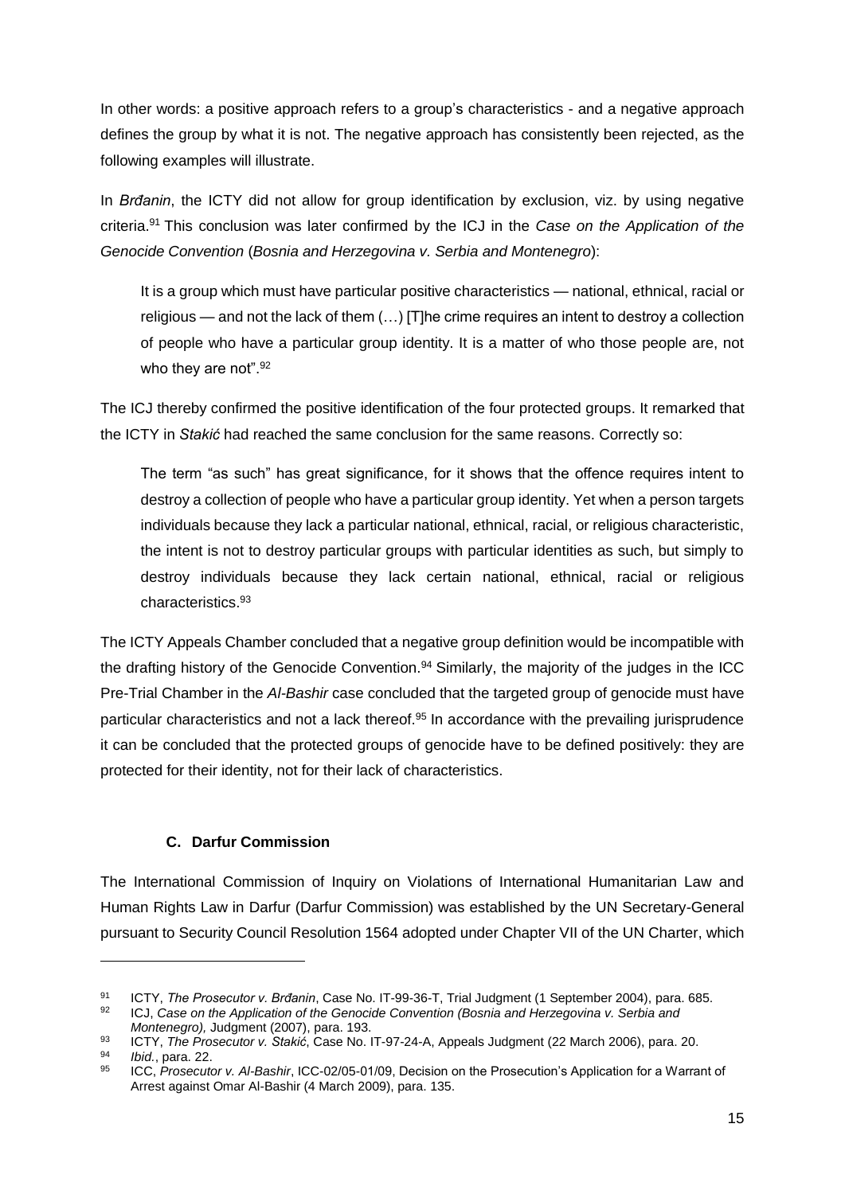In other words: a positive approach refers to a group's characteristics - and a negative approach defines the group by what it is not. The negative approach has consistently been rejected, as the following examples will illustrate.

In *Brđanin*, the ICTY did not allow for group identification by exclusion, viz. by using negative criteria.[91] This conclusion was later confirmed by the ICJ in the *Case on the Application of the Genocide Convention* (*Bosnia and Herzegovina v. Serbia and Montenegro*):

> It is a group which must have particular positive characteristics — national, ethnical, racial or religious — and not the lack of them (…) [T]he crime requires an intent to destroy a collection of people who have a particular group identity. It is a matter of who those people are, not who they are not".[92]

The ICJ thereby confirmed the positive identification of the four protected groups. It remarked that the ICTY in *Stakić* had reached the same conclusion for the same reasons. Correctly so:

> The term "as such" has great significance, for it shows that the offence requires intent to destroy a collection of people who have a particular group identity. Yet when a person targets individuals because they lack a particular national, ethnical, racial, or religious characteristic, the intent is not to destroy particular groups with particular identities as such, but simply to destroy individuals because they lack certain national, ethnical, racial or religious characteristics.[93]

The ICTY Appeals Chamber concluded that a negative group definition would be incompatible with the drafting history of the Genocide Convention.[94] Similarly, the majority of the judges in the ICC Pre-Trial Chamber in the *Al-Bashir* case concluded that the targeted group of genocide must have particular characteristics and not a lack thereof.[95] In accordance with the prevailing jurisprudence it can be concluded that the protected groups of genocide have to be defined positively: they are protected for their identity, not for their lack of characteristics.

### C. Darfur Commission

The International Commission of Inquiry on Violations of International Humanitarian Law and Human Rights Law in Darfur (Darfur Commission) was established by the UN Secretary-General pursuant to Security Council Resolution 1564 adopted under Chapter VII of the UN Charter, which

---

[91] ICTY, *The Prosecutor v. Brđanin*, Case No. IT-99-36-T, Trial Judgment (1 September 2004), para. 685.

[92] ICJ, *Case on the Application of the Genocide Convention (Bosnia and Herzegovina v. Serbia and Montenegro),* Judgment (2007), para. 193.

[93] ICTY, *The Prosecutor v. Stakić*, Case No. IT-97-24-A, Appeals Judgment (22 March 2006), para. 20.

[94] *Ibid.*, para. 22.

[95] ICC, *Prosecutor v. Al-Bashir*, ICC-02/05-01/09, Decision on the Prosecution's Application for a Warrant of Arrest against Omar Al-Bashir (4 March 2009), para. 135.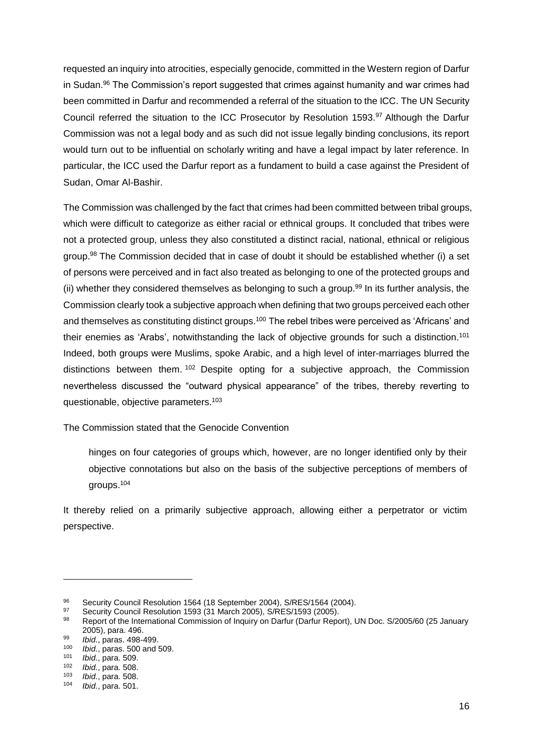requested an inquiry into atrocities, especially genocide, committed in the Western region of Darfur in Sudan.[96] The Commission's report suggested that crimes against humanity and war crimes had been committed in Darfur and recommended a referral of the situation to the ICC. The UN Security Council referred the situation to the ICC Prosecutor by Resolution 1593.[97] Although the Darfur Commission was not a legal body and as such did not issue legally binding conclusions, its report would turn out to be influential on scholarly writing and have a legal impact by later reference. In particular, the ICC used the Darfur report as a fundament to build a case against the President of Sudan, Omar Al-Bashir.

The Commission was challenged by the fact that crimes had been committed between tribal groups, which were difficult to categorize as either racial or ethnical groups. It concluded that tribes were not a protected group, unless they also constituted a distinct racial, national, ethnical or religious group.[98] The Commission decided that in case of doubt it should be established whether (i) a set of persons were perceived and in fact also treated as belonging to one of the protected groups and (ii) whether they considered themselves as belonging to such a group.[99] In its further analysis, the Commission clearly took a subjective approach when defining that two groups perceived each other and themselves as constituting distinct groups.[100] The rebel tribes were perceived as 'Africans' and their enemies as 'Arabs', notwithstanding the lack of objective grounds for such a distinction.[101] Indeed, both groups were Muslims, spoke Arabic, and a high level of inter-marriages blurred the distinctions between them.[102] Despite opting for a subjective approach, the Commission nevertheless discussed the "outward physical appearance" of the tribes, thereby reverting to questionable, objective parameters.[103]

The Commission stated that the Genocide Convention

> hinges on four categories of groups which, however, are no longer identified only by their objective connotations but also on the basis of the subjective perceptions of members of groups.[104]

It thereby relied on a primarily subjective approach, allowing either a perpetrator or victim perspective.

---

[96] Security Council Resolution 1564 (18 September 2004), S/RES/1564 (2004).

[97] Security Council Resolution 1593 (31 March 2005), S/RES/1593 (2005).

[98] Report of the International Commission of Inquiry on Darfur (Darfur Report), UN Doc. S/2005/60 (25 January 2005), para. 496.

[99] *Ibid.*, paras. 498-499.

[100] *Ibid.*, paras. 500 and 509.

[101] *Ibid.*, para. 509.

[102] *Ibid.*, para. 508.

[103] *Ibid.*, para. 508.

[104] *Ibid.*, para. 501.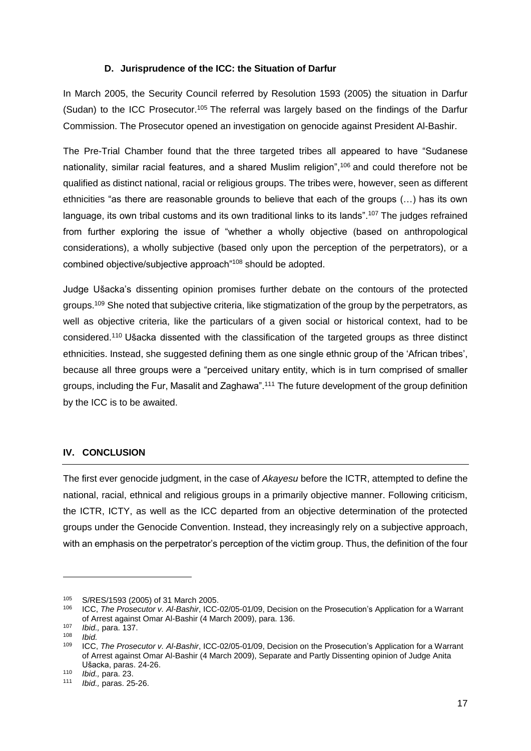### D. Jurisprudence of the ICC: the Situation of Darfur

In March 2005, the Security Council referred by Resolution 1593 (2005) the situation in Darfur (Sudan) to the ICC Prosecutor.[105] The referral was largely based on the findings of the Darfur Commission. The Prosecutor opened an investigation on genocide against President Al-Bashir.

The Pre-Trial Chamber found that the three targeted tribes all appeared to have "Sudanese nationality, similar racial features, and a shared Muslim religion",[106] and could therefore not be qualified as distinct national, racial or religious groups. The tribes were, however, seen as different ethnicities "as there are reasonable grounds to believe that each of the groups (…) has its own language, its own tribal customs and its own traditional links to its lands".[107] The judges refrained from further exploring the issue of "whether a wholly objective (based on anthropological considerations), a wholly subjective (based only upon the perception of the perpetrators), or a combined objective/subjective approach"[108] should be adopted.

Judge Ušacka's dissenting opinion promises further debate on the contours of the protected groups.[109] She noted that subjective criteria, like stigmatization of the group by the perpetrators, as well as objective criteria, like the particulars of a given social or historical context, had to be considered.[110] Ušacka dissented with the classification of the targeted groups as three distinct ethnicities. Instead, she suggested defining them as one single ethnic group of the 'African tribes', because all three groups were a "perceived unitary entity, which is in turn comprised of smaller groups, including the Fur, Masalit and Zaghawa".[111] The future development of the group definition by the ICC is to be awaited.

## IV. CONCLUSION

The first ever genocide judgment, in the case of *Akayesu* before the ICTR, attempted to define the national, racial, ethnical and religious groups in a primarily objective manner. Following criticism, the ICTR, ICTY, as well as the ICC departed from an objective determination of the protected groups under the Genocide Convention. Instead, they increasingly rely on a subjective approach, with an emphasis on the perpetrator's perception of the victim group. Thus, the definition of the four

---

[105] S/RES/1593 (2005) of 31 March 2005.

[106] ICC, *The Prosecutor v. Al-Bashir*, ICC-02/05-01/09, Decision on the Prosecution's Application for a Warrant of Arrest against Omar Al-Bashir (4 March 2009), para. 136.

[107] *Ibid.,* para. 137.

[108] *Ibid.*

[109] ICC, *The Prosecutor v. Al-Bashir*, ICC-02/05-01/09, Decision on the Prosecution's Application for a Warrant of Arrest against Omar Al-Bashir (4 March 2009), Separate and Partly Dissenting opinion of Judge Anita Ušacka, paras. 24-26.

[110] *Ibid.,* para. 23.

[111] *Ibid.,* paras. 25-26.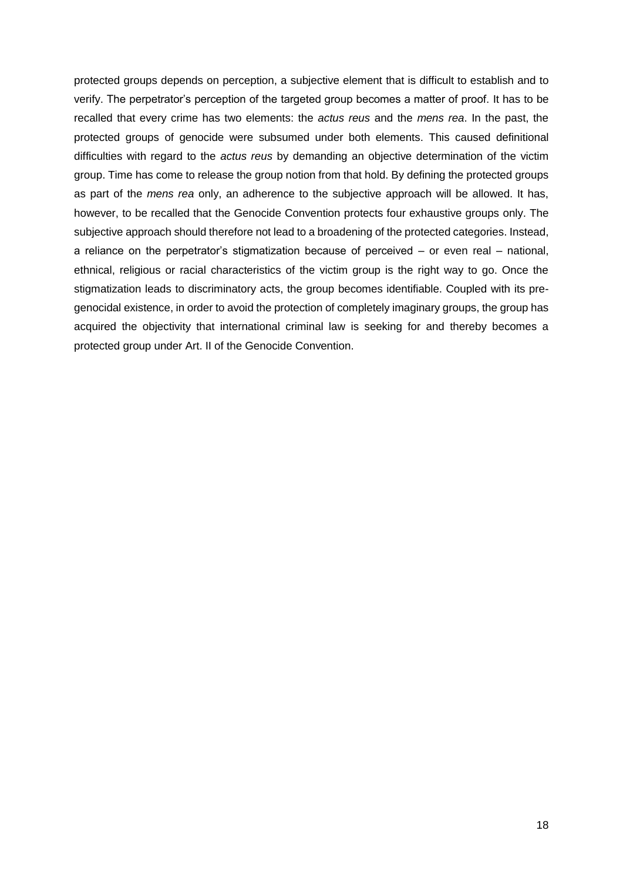protected groups depends on perception, a subjective element that is difficult to establish and to verify. The perpetrator's perception of the targeted group becomes a matter of proof. It has to be recalled that every crime has two elements: the *actus reus* and the *mens rea*. In the past, the protected groups of genocide were subsumed under both elements. This caused definitional difficulties with regard to the *actus reus* by demanding an objective determination of the victim group. Time has come to release the group notion from that hold. By defining the protected groups as part of the *mens rea* only, an adherence to the subjective approach will be allowed. It has, however, to be recalled that the Genocide Convention protects four exhaustive groups only. The subjective approach should therefore not lead to a broadening of the protected categories. Instead, a reliance on the perpetrator's stigmatization because of perceived – or even real – national, ethnical, religious or racial characteristics of the victim group is the right way to go. Once the stigmatization leads to discriminatory acts, the group becomes identifiable. Coupled with its pre-genocidal existence, in order to avoid the protection of completely imaginary groups, the group has acquired the objectivity that international criminal law is seeking for and thereby becomes a protected group under Art. II of the Genocide Convention.